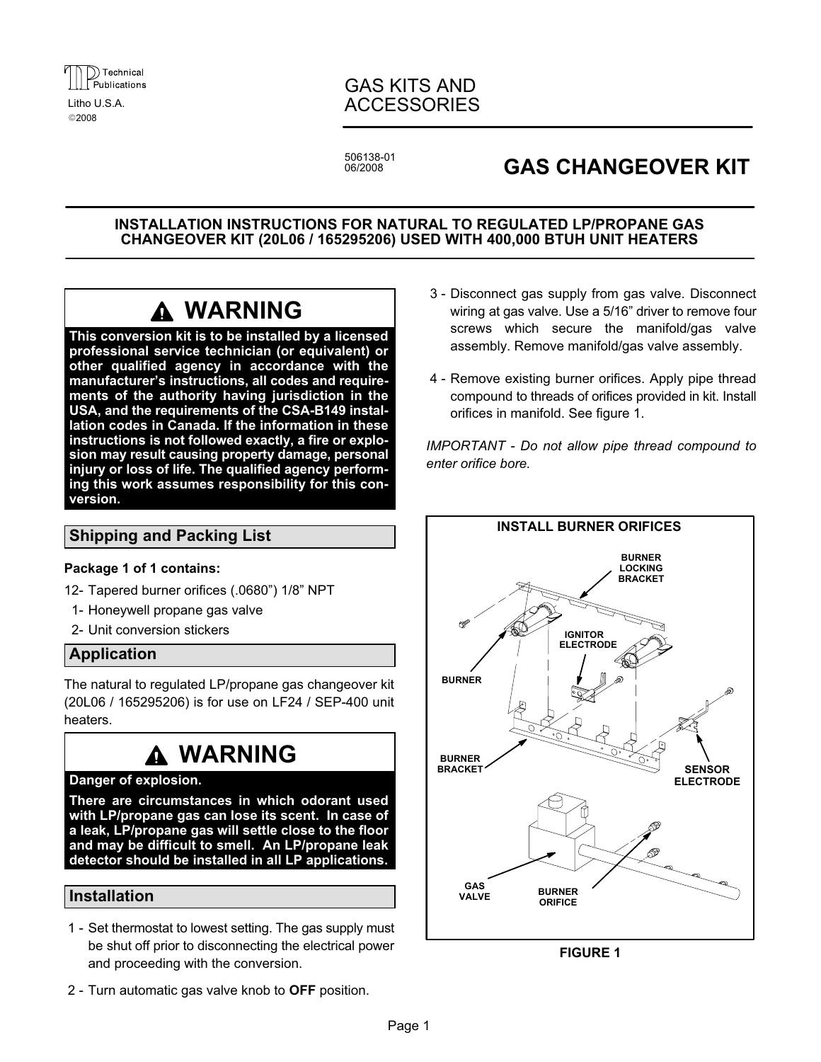GAS KITS AND ACCESSORIES

506138-01
06/2008

# GAS CHANGEOVER KIT

**INSTALLATION INSTRUCTIONS FOR NATURAL TO REGULATED LP/PROPANE GAS CHANGEOVER KIT (20L06 / 165295206) USED WITH 400,000 BTUH UNIT HEATERS**

> **WARNING**
>
> **This conversion kit is to be installed by a licensed professional service technician (or equivalent) or other qualified agency in accordance with the manufacturer's instructions, all codes and requirements of the authority having jurisdiction in the USA, and the requirements of the CSA-B149 installation codes in Canada. If the information in these instructions is not followed exactly, a fire or explosion may result causing property damage, personal injury or loss of life. The qualified agency performing this work assumes responsibility for this conversion.**

## Shipping and Packing List

**Package 1 of 1 contains:**

12- Tapered burner orifices (.0680") 1/8" NPT
1- Honeywell propane gas valve
2- Unit conversion stickers

## Application

The natural to regulated LP/propane gas changeover kit (20L06 / 165295206) is for use on LF24 / SEP-400 unit heaters.

> **WARNING**
>
> **Danger of explosion.**
>
> **There are circumstances in which odorant used with LP/propane gas can lose its scent. In case of a leak, LP/propane gas will settle close to the floor and may be difficult to smell. An LP/propane leak detector should be installed in all LP applications.**

## Installation

1 - Set thermostat to lowest setting. The gas supply must be shut off prior to disconnecting the electrical power and proceeding with the conversion.

2 - Turn automatic gas valve knob to **OFF** position.

3 - Disconnect gas supply from gas valve. Disconnect wiring at gas valve. Use a 5/16" driver to remove four screws which secure the manifold/gas valve assembly. Remove manifold/gas valve assembly.

4 - Remove existing burner orifices. Apply pipe thread compound to threads of orifices provided in kit. Install orifices in manifold. See figure 1.

*IMPORTANT - Do not allow pipe thread compound to enter orifice bore.*

INSTALL BURNER ORIFICES

BURNER LOCKING BRACKET, IGNITOR ELECTRODE, BURNER, BURNER BRACKET, SENSOR ELECTRODE, GAS VALVE, BURNER ORIFICE

FIGURE 1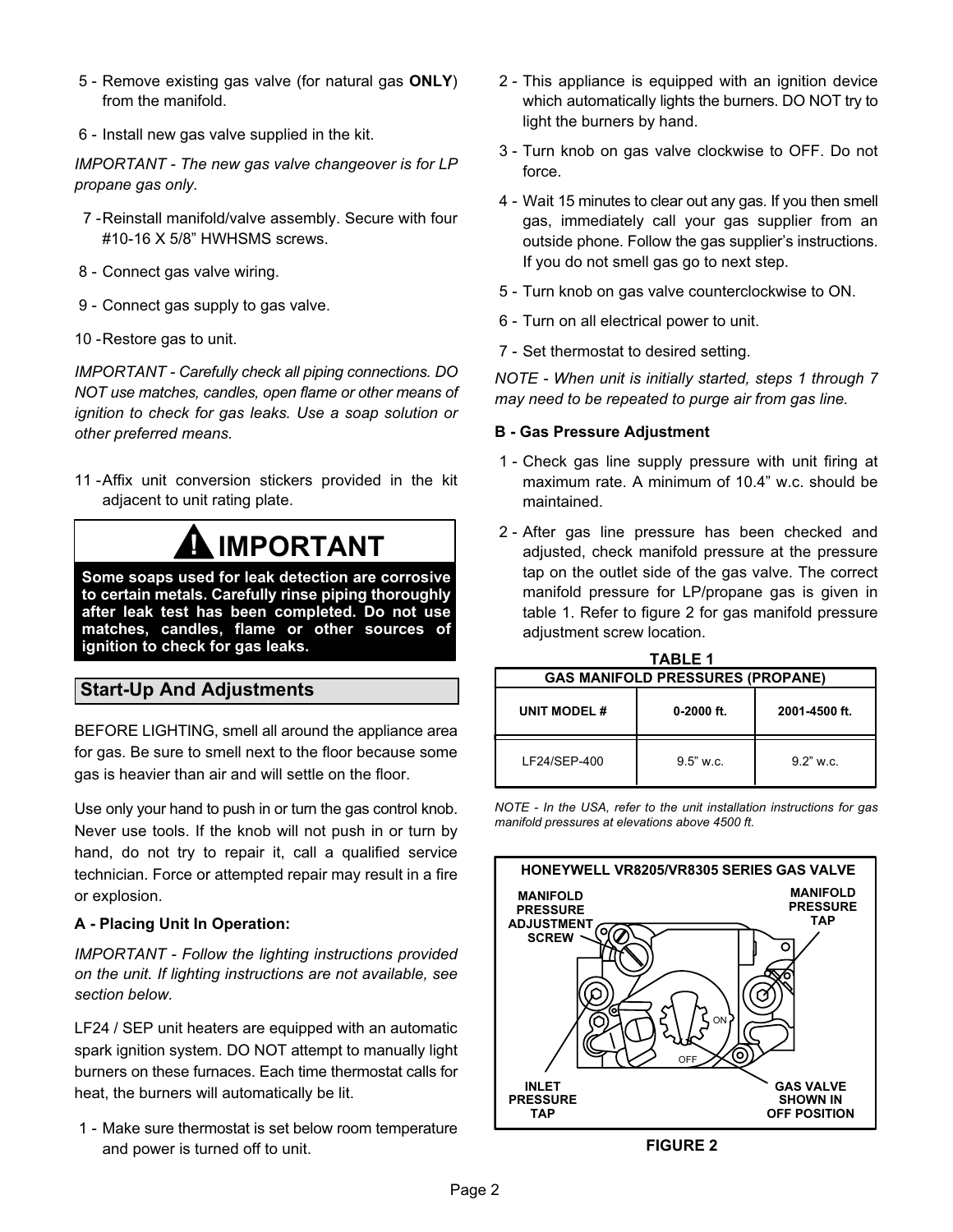5 - Remove existing gas valve (for natural gas **ONLY**) from the manifold.

6 - Install new gas valve supplied in the kit.

*IMPORTANT - The new gas valve changeover is for LP propane gas only.*

7 - Reinstall manifold/valve assembly. Secure with four #10-16 X 5/8” HWHSMS screws.

8 - Connect gas valve wiring.

9 - Connect gas supply to gas valve.

10 - Restore gas to unit.

*IMPORTANT - Carefully check all piping connections. DO NOT use matches, candles, open flame or other means of ignition to check for gas leaks. Use a soap solution or other preferred means.*

11 - Affix unit conversion stickers provided in the kit adjacent to unit rating plate.

## ! IMPORTANT

**Some soaps used for leak detection are corrosive to certain metals. Carefully rinse piping thoroughly after leak test has been completed. Do not use matches, candles, flame or other sources of ignition to check for gas leaks.**

## Start-Up And Adjustments

BEFORE LIGHTING, smell all around the appliance area for gas. Be sure to smell next to the floor because some gas is heavier than air and will settle on the floor.

Use only your hand to push in or turn the gas control knob. Never use tools. If the knob will not push in or turn by hand, do not try to repair it, call a qualified service technician. Force or attempted repair may result in a fire or explosion.

### A - Placing Unit In Operation:

*IMPORTANT - Follow the lighting instructions provided on the unit. If lighting instructions are not available, see section below.*

LF24 / SEP unit heaters are equipped with an automatic spark ignition system. DO NOT attempt to manually light burners on these furnaces. Each time thermostat calls for heat, the burners will automatically be lit.

1 - Make sure thermostat is set below room temperature and power is turned off to unit.

2 - This appliance is equipped with an ignition device which automatically lights the burners. DO NOT try to light the burners by hand.

3 - Turn knob on gas valve clockwise to OFF. Do not force.

4 - Wait 15 minutes to clear out any gas. If you then smell gas, immediately call your gas supplier from an outside phone. Follow the gas supplier’s instructions. If you do not smell gas go to next step.

5 - Turn knob on gas valve counterclockwise to ON.

6 - Turn on all electrical power to unit.

7 - Set thermostat to desired setting.

*NOTE - When unit is initially started, steps 1 through 7 may need to be repeated to purge air from gas line.*

### B - Gas Pressure Adjustment

1 - Check gas line supply pressure with unit firing at maximum rate. A minimum of 10.4” w.c. should be maintained.

2 - After gas line pressure has been checked and adjusted, check manifold pressure at the pressure tap on the outlet side of the gas valve. The correct manifold pressure for LP/propane gas is given in table 1. Refer to figure 2 for gas manifold pressure adjustment screw location.

**TABLE 1**

**GAS MANIFOLD PRESSURES (PROPANE)**

| UNIT MODEL # | 0-2000 ft. | 2001-4500 ft. |
|---|---|---|
| LF24/SEP-400 | 9.5” w.c. | 9.2” w.c. |

*NOTE - In the USA, refer to the unit installation instructions for gas manifold pressures at elevations above 4500 ft.*

**HONEYWELL VR8205/VR8305 SERIES GAS VALVE**

MANIFOLD PRESSURE ADJUSTMENT SCREW

MANIFOLD PRESSURE TAP

INLET PRESSURE TAP

GAS VALVE SHOWN IN OFF POSITION

**FIGURE 2**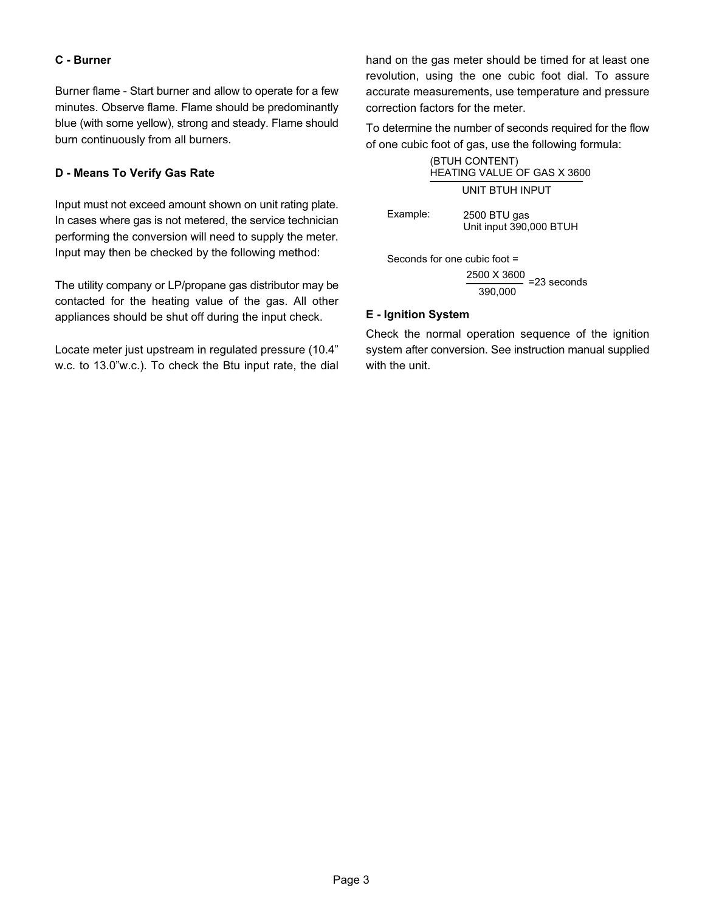### C - Burner

Burner flame - Start burner and allow to operate for a few minutes. Observe flame. Flame should be predominantly blue (with some yellow), strong and steady. Flame should burn continuously from all burners.

### D - Means To Verify Gas Rate

Input must not exceed amount shown on unit rating plate. In cases where gas is not metered, the service technician performing the conversion will need to supply the meter. Input may then be checked by the following method:

The utility company or LP/propane gas distributor may be contacted for the heating value of the gas. All other appliances should be shut off during the input check.

Locate meter just upstream in regulated pressure (10.4" w.c. to 13.0"w.c.). To check the Btu input rate, the dial hand on the gas meter should be timed for at least one revolution, using the one cubic foot dial. To assure accurate measurements, use temperature and pressure correction factors for the meter.

To determine the number of seconds required for the flow of one cubic foot of gas, use the following formula:

$$\frac{\text{(BTUH CONTENT)} \; \text{HEATING VALUE OF GAS X 3600}}{\text{UNIT BTUH INPUT}}$$

Example: 2500 BTU gas
Unit input 390,000 BTUH

Seconds for one cubic foot =

$$\frac{2500 \times 3600}{390{,}000} = 23 \text{ seconds}$$

### E - Ignition System

Check the normal operation sequence of the ignition system after conversion. See instruction manual supplied with the unit.